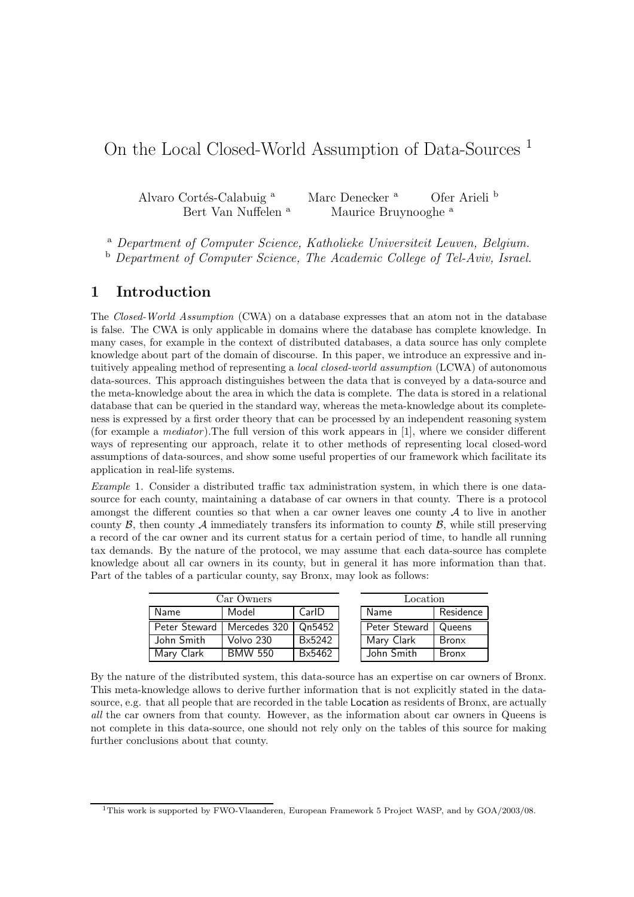# On the Local Closed-World Assumption of Data-Sources [1]

Alvaro Cortés-Calabuig [a] Marc Denecker [a] Ofer Arieli [b]
Bert Van Nuffelen [a] Maurice Bruynooghe [a]

[a] *Department of Computer Science, Katholieke Universiteit Leuven, Belgium.*
[b] *Department of Computer Science, The Academic College of Tel-Aviv, Israel.*

## 1 Introduction

The *Closed-World Assumption* (CWA) on a database expresses that an atom not in the database is false. The CWA is only applicable in domains where the database has complete knowledge. In many cases, for example in the context of distributed databases, a data source has only complete knowledge about part of the domain of discourse. In this paper, we introduce an expressive and intuitively appealing method of representing a *local closed-world assumption* (LCWA) of autonomous data-sources. This approach distinguishes between the data that is conveyed by a data-source and the meta-knowledge about the area in which the data is complete. The data is stored in a relational database that can be queried in the standard way, whereas the meta-knowledge about its completeness is expressed by a first order theory that can be processed by an independent reasoning system (for example a *mediator*).The full version of this work appears in [1], where we consider different ways of representing our approach, relate it to other methods of representing local closed-word assumptions of data-sources, and show some useful properties of our framework which facilitate its application in real-life systems.

*Example* 1. Consider a distributed traffic tax administration system, in which there is one data-source for each county, maintaining a database of car owners in that county. There is a protocol amongst the different counties so that when a car owner leaves one county $\mathcal{A}$ to live in another county $\mathcal{B}$, then county $\mathcal{A}$ immediately transfers its information to county $\mathcal{B}$, while still preserving a record of the car owner and its current status for a certain period of time, to handle all running tax demands. By the nature of the protocol, we may assume that each data-source has complete knowledge about all car owners in its county, but in general it has more information than that. Part of the tables of a particular county, say Bronx, may look as follows:

Car Owners

| Name | Model | CarID |
|---|---|---|
| Peter Steward | Mercedes 320 | Qn5452 |
| John Smith | Volvo 230 | Bx5242 |
| Mary Clark | BMW 550 | Bx5462 |

Location

| Name | Residence |
|---|---|
| Peter Steward | Queens |
| Mary Clark | Bronx |
| John Smith | Bronx |

By the nature of the distributed system, this data-source has an expertise on car owners of Bronx. This meta-knowledge allows to derive further information that is not explicitly stated in the data-source, e.g. that all people that are recorded in the table Location as residents of Bronx, are actually *all* the car owners from that county. However, as the information about car owners in Queens is not complete in this data-source, one should not rely only on the tables of this source for making further conclusions about that county.

[1] This work is supported by FWO-Vlaanderen, European Framework 5 Project WASP, and by GOA/2003/08.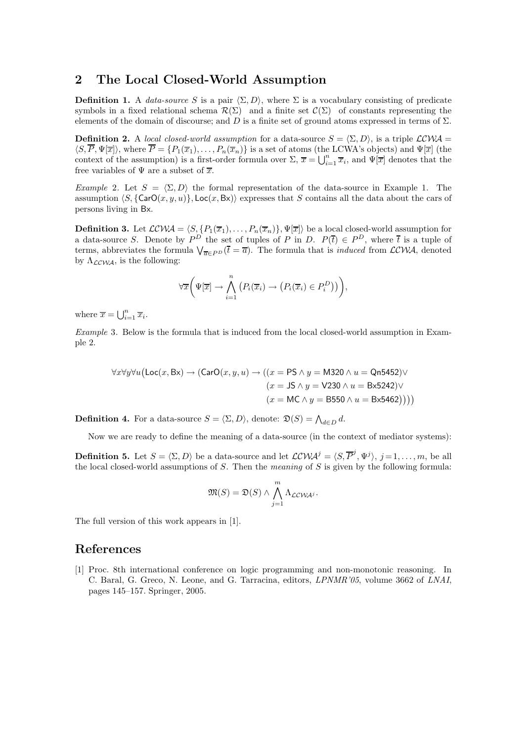## 2 The Local Closed-World Assumption

**Definition 1.** A *data-source* $S$ is a pair $\langle \Sigma, D \rangle$, where $\Sigma$ is a vocabulary consisting of predicate symbols in a fixed relational schema $\mathcal{R}(\Sigma)$ and a finite set $\mathcal{C}(\Sigma)$ of constants representing the elements of the domain of discourse; and $D$ is a finite set of ground atoms expressed in terms of $\Sigma$.

**Definition 2.** A *local closed-world assumption* for a data-source $S = \langle \Sigma, D \rangle$, is a triple $\mathcal{LCWA} = \langle S, \overline{P}, \Psi[\overline{x}] \rangle$, where $\overline{P} = \{P_1(\overline{x}_1), \ldots, P_n(\overline{x}_n)\}$ is a set of atoms (the LCWA's objects) and $\Psi[\overline{x}]$ (the context of the assumption) is a first-order formula over $\Sigma$, $\overline{x} = \bigcup_{i=1}^{n} \overline{x}_i$, and $\Psi[\overline{x}]$ denotes that the free variables of $\Psi$ are a subset of $\overline{x}$.

*Example* 2. Let $S = \langle \Sigma, D \rangle$ the formal representation of the data-source in Example 1. The assumption $\langle S, \{\mathsf{CarO}(x, y, u)\}, \mathsf{Loc}(x, \mathsf{Bx}) \rangle$ expresses that $S$ contains all the data about the cars of persons living in Bx.

**Definition 3.** Let $\mathcal{LCWA} = \langle S, \{P_1(\overline{x}_1), \ldots, P_n(\overline{x}_n)\}, \Psi[\overline{x}] \rangle$ be a local closed-world assumption for a data-source $S$. Denote by $P^D$ the set of tuples of $P$ in $D$. $P(\overline{t}) \in P^D$, where $\overline{t}$ is a tuple of terms, abbreviates the formula $\bigvee_{\overline{a} \in P^D} (\overline{t} = \overline{a})$. The formula that is *induced* from $\mathcal{LCWA}$, denoted by $\Lambda_{\mathcal{LCWA}}$, is the following:

$$\forall \overline{x} \Big( \Psi[\overline{x}] \rightarrow \bigwedge_{i=1}^{n} \big( P_i(\overline{x}_i) \rightarrow \big( P_i(\overline{x}_i) \in P_i^D \big) \big) \Big),$$

where $\overline{x} = \bigcup_{i=1}^{n} \overline{x}_i$.

*Example* 3. Below is the formula that is induced from the local closed-world assumption in Example 2.

$$\begin{aligned} \forall x \forall y \forall u \big( \mathsf{Loc}(x, \mathsf{Bx}) \rightarrow (\mathsf{CarO}(x, y, u) \rightarrow ( & (x = \mathsf{PS} \wedge y = \mathsf{M320} \wedge u = \mathsf{Qn5452}) \vee \\ & (x = \mathsf{JS} \wedge y = \mathsf{V230} \wedge u = \mathsf{Bx5242}) \vee \\ & (x = \mathsf{MC} \wedge y = \mathsf{B550} \wedge u = \mathsf{Bx5462})))\big) \end{aligned}$$

**Definition 4.** For a data-source $S = \langle \Sigma, D \rangle$, denote: $\mathfrak{D}(S) = \bigwedge_{d \in D} d$.

Now we are ready to define the meaning of a data-source (in the context of mediator systems):

**Definition 5.** Let $S = \langle \Sigma, D \rangle$ be a data-source and let $\mathcal{LCWA}^j = \langle S, \overline{P}^j, \Psi^j \rangle$, $j = 1, \ldots, m$, be all the local closed-world assumptions of $S$. Then the *meaning* of $S$ is given by the following formula:

$$\mathfrak{M}(S) = \mathfrak{D}(S) \wedge \bigwedge_{j=1}^{m} \Lambda_{\mathcal{LCWA}^j}.$$

The full version of this work appears in [1].

## References

[1] Proc. 8th international conference on logic programming and non-monotonic reasoning. In C. Baral, G. Greco, N. Leone, and G. Tarracina, editors, *LPNMR'05*, volume 3662 of *LNAI*, pages 145–157. Springer, 2005.